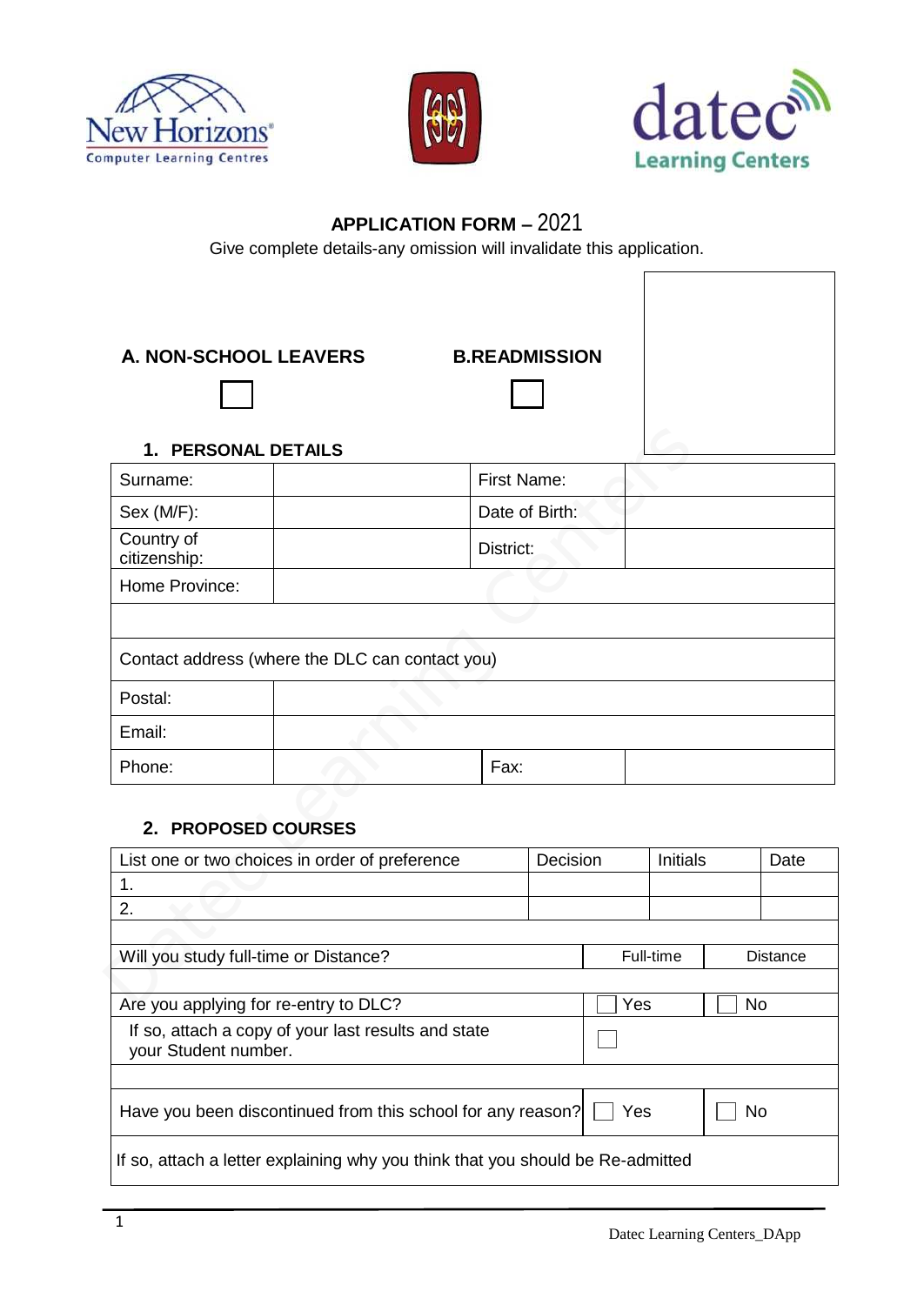# APPLICATION FORM – 2021

Give complete details-any omission will invalidate this application.

**A. NON-SCHOOL LEAVERS** ☐ **B.READMISSION** ☐

## 1. PERSONAL DETAILS

| Surname: | | First Name: | |
|---|---|---|---|
| Sex (M/F): | | Date of Birth: | |
| Country of citizenship: | | District: | |
| Home Province: | | | |
| | | | |
| Contact address (where the DLC can contact you) | | | |
| Postal: | | | |
| Email: | | | |
| Phone: | | Fax: | |

## 2. PROPOSED COURSES

| List one or two choices in order of preference | Decision | Initials | Date |
|---|---|---|---|
| 1. | | | |
| 2. | | | |

| | | |
|---|---|---|
| Will you study full-time or Distance? | Full-time | Distance |
| Are you applying for re-entry to DLC? | ☐ Yes | ☐ No |
| If so, attach a copy of your last results and state your Student number. | ☐ | |
| Have you been discontinued from this school for any reason? | ☐ Yes | ☐ No |
| If so, attach a letter explaining why you think that you should be Re-admitted | | |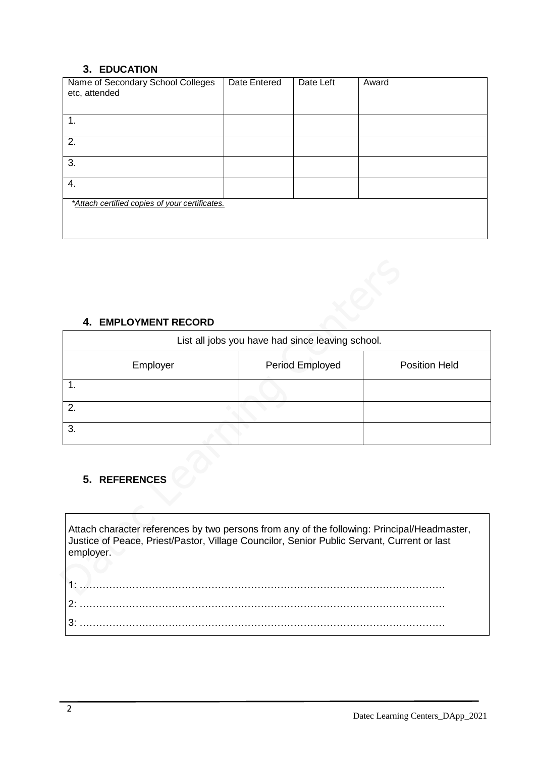### 3. EDUCATION

| Name of Secondary School Colleges etc, attended | Date Entered | Date Left | Award |
|---|---|---|---|
| 1. | | | |
| 2. | | | |
| 3. | | | |
| 4. | | | |

*Attach certified copies of your certificates.*

### 4. EMPLOYMENT RECORD

List all jobs you have had since leaving school.

| Employer | Period Employed | Position Held |
|---|---|---|
| 1. | | |
| 2. | | |
| 3. | | |

### 5. REFERENCES

Attach character references by two persons from any of the following: Principal/Headmaster, Justice of Peace, Priest/Pastor, Village Councilor, Senior Public Servant, Current or last employer.

1: …………………………………………………………………………………………………

2: …………………………………………………………………………………………………

3: …………………………………………………………………………………………………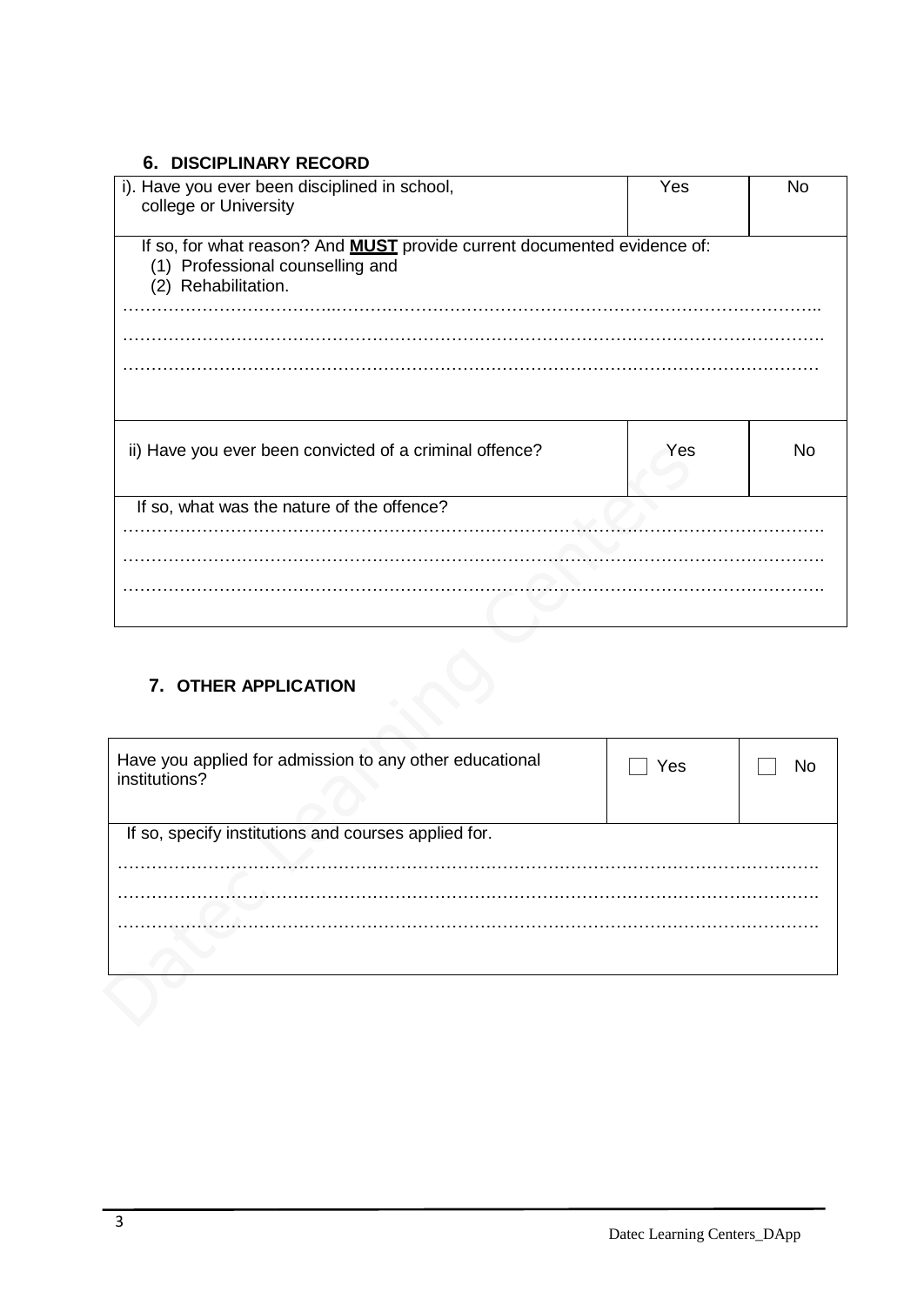## 6. DISCIPLINARY RECORD

| i). Have you ever been disciplined in school, college or University | Yes | No |
|---|---|---|
| If so, for what reason? And **MUST** provide current documented evidence of:<br>(1) Professional counselling and<br>(2) Rehabilitation.<br>……………………………………………………………………………………………………………<br>……………………………………………………………………………………………………………<br>…………………………………………………………………………………………………………… | | |
| ii) Have you ever been convicted of a criminal offence? | Yes | No |
| If so, what was the nature of the offence?<br>……………………………………………………………………………………………………………<br>……………………………………………………………………………………………………………<br>…………………………………………………………………………………………………………… | | |

## 7. OTHER APPLICATION

| Have you applied for admission to any other educational institutions? | ☐ Yes | ☐ No |
|---|---|---|
| If so, specify institutions and courses applied for.<br>……………………………………………………………………………………………………………<br>……………………………………………………………………………………………………………<br>…………………………………………………………………………………………………………… | | |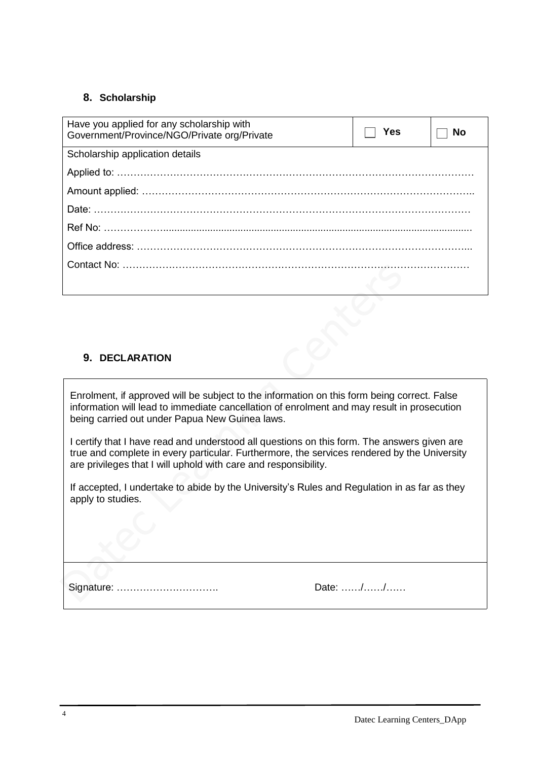## 8. Scholarship

| | | |
|---|---|---|
| Have you applied for any scholarship with Government/Province/NGO/Private org/Private | ☐ Yes | ☐ No |

Scholarship application details

Applied to: ……………………………………………………………………………………………

Amount applied: ……………………………………………………………………………………..

Date: ……………………………………………………………………………………………………

Ref No: ……………………………………………………………………………………………….

Office address: ……………………………………………………………………………………...

Contact No: ……………………………………………………………………………………………

## 9. DECLARATION

Enrolment, if approved will be subject to the information on this form being correct. False information will lead to immediate cancellation of enrolment and may result in prosecution being carried out under Papua New Guinea laws.

I certify that I have read and understood all questions on this form. The answers given are true and complete in every particular. Furthermore, the services rendered by the University are privileges that I will uphold with care and responsibility.

If accepted, I undertake to abide by the University's Rules and Regulation in as far as they apply to studies.

Signature: ………………………….     Date: ……/……/……